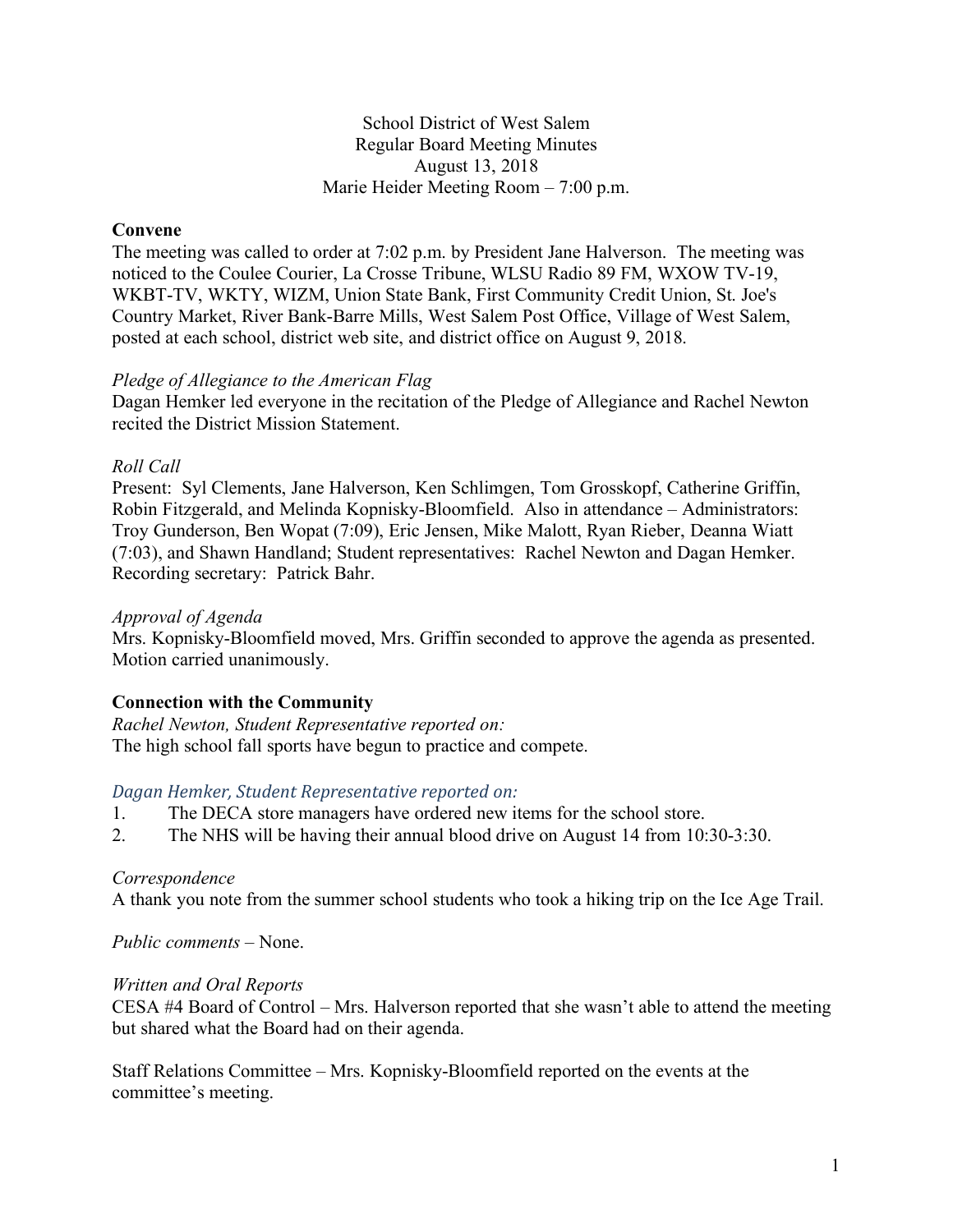School District of West Salem
Regular Board Meeting Minutes
August 13, 2018
Marie Heider Meeting Room – 7:00 p.m.

**Convene**

The meeting was called to order at 7:02 p.m. by President Jane Halverson. The meeting was noticed to the Coulee Courier, La Crosse Tribune, WLSU Radio 89 FM, WXOW TV-19, WKBT-TV, WKTY, WIZM, Union State Bank, First Community Credit Union, St. Joe's Country Market, River Bank-Barre Mills, West Salem Post Office, Village of West Salem, posted at each school, district web site, and district office on August 9, 2018.

*Pledge of Allegiance to the American Flag*

Dagan Hemker led everyone in the recitation of the Pledge of Allegiance and Rachel Newton recited the District Mission Statement.

*Roll Call*

Present: Syl Clements, Jane Halverson, Ken Schlimgen, Tom Grosskopf, Catherine Griffin, Robin Fitzgerald, and Melinda Kopnisky-Bloomfield. Also in attendance – Administrators: Troy Gunderson, Ben Wopat (7:09), Eric Jensen, Mike Malott, Ryan Rieber, Deanna Wiatt (7:03), and Shawn Handland; Student representatives: Rachel Newton and Dagan Hemker. Recording secretary: Patrick Bahr.

*Approval of Agenda*

Mrs. Kopnisky-Bloomfield moved, Mrs. Griffin seconded to approve the agenda as presented. Motion carried unanimously.

**Connection with the Community**

*Rachel Newton, Student Representative reported on:*

The high school fall sports have begun to practice and compete.

*Dagan Hemker, Student Representative reported on:*

1. The DECA store managers have ordered new items for the school store.
2. The NHS will be having their annual blood drive on August 14 from 10:30-3:30.

*Correspondence*

A thank you note from the summer school students who took a hiking trip on the Ice Age Trail.

*Public comments* – None.

*Written and Oral Reports*

CESA #4 Board of Control – Mrs. Halverson reported that she wasn't able to attend the meeting but shared what the Board had on their agenda.

Staff Relations Committee – Mrs. Kopnisky-Bloomfield reported on the events at the committee's meeting.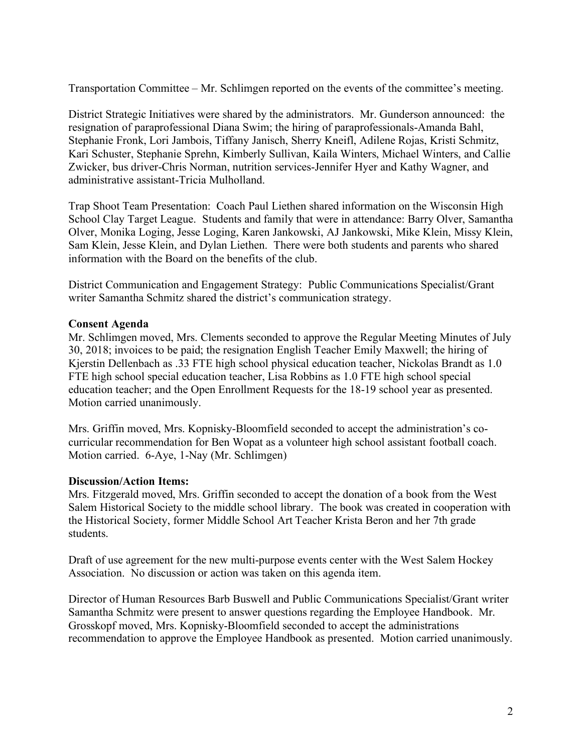Transportation Committee – Mr. Schlimgen reported on the events of the committee's meeting.

District Strategic Initiatives were shared by the administrators. Mr. Gunderson announced: the resignation of paraprofessional Diana Swim; the hiring of paraprofessionals-Amanda Bahl, Stephanie Fronk, Lori Jambois, Tiffany Janisch, Sherry Kneifl, Adilene Rojas, Kristi Schmitz, Kari Schuster, Stephanie Sprehn, Kimberly Sullivan, Kaila Winters, Michael Winters, and Callie Zwicker, bus driver-Chris Norman, nutrition services-Jennifer Hyer and Kathy Wagner, and administrative assistant-Tricia Mulholland.

Trap Shoot Team Presentation: Coach Paul Liethen shared information on the Wisconsin High School Clay Target League. Students and family that were in attendance: Barry Olver, Samantha Olver, Monika Loging, Jesse Loging, Karen Jankowski, AJ Jankowski, Mike Klein, Missy Klein, Sam Klein, Jesse Klein, and Dylan Liethen. There were both students and parents who shared information with the Board on the benefits of the club.

District Communication and Engagement Strategy: Public Communications Specialist/Grant writer Samantha Schmitz shared the district's communication strategy.

**Consent Agenda**

Mr. Schlimgen moved, Mrs. Clements seconded to approve the Regular Meeting Minutes of July 30, 2018; invoices to be paid; the resignation English Teacher Emily Maxwell; the hiring of Kjerstin Dellenbach as .33 FTE high school physical education teacher, Nickolas Brandt as 1.0 FTE high school special education teacher, Lisa Robbins as 1.0 FTE high school special education teacher; and the Open Enrollment Requests for the 18-19 school year as presented. Motion carried unanimously.

Mrs. Griffin moved, Mrs. Kopnisky-Bloomfield seconded to accept the administration's co-curricular recommendation for Ben Wopat as a volunteer high school assistant football coach. Motion carried. 6-Aye, 1-Nay (Mr. Schlimgen)

**Discussion/Action Items:**

Mrs. Fitzgerald moved, Mrs. Griffin seconded to accept the donation of a book from the West Salem Historical Society to the middle school library. The book was created in cooperation with the Historical Society, former Middle School Art Teacher Krista Beron and her 7th grade students.

Draft of use agreement for the new multi-purpose events center with the West Salem Hockey Association. No discussion or action was taken on this agenda item.

Director of Human Resources Barb Buswell and Public Communications Specialist/Grant writer Samantha Schmitz were present to answer questions regarding the Employee Handbook. Mr. Grosskopf moved, Mrs. Kopnisky-Bloomfield seconded to accept the administrations recommendation to approve the Employee Handbook as presented. Motion carried unanimously.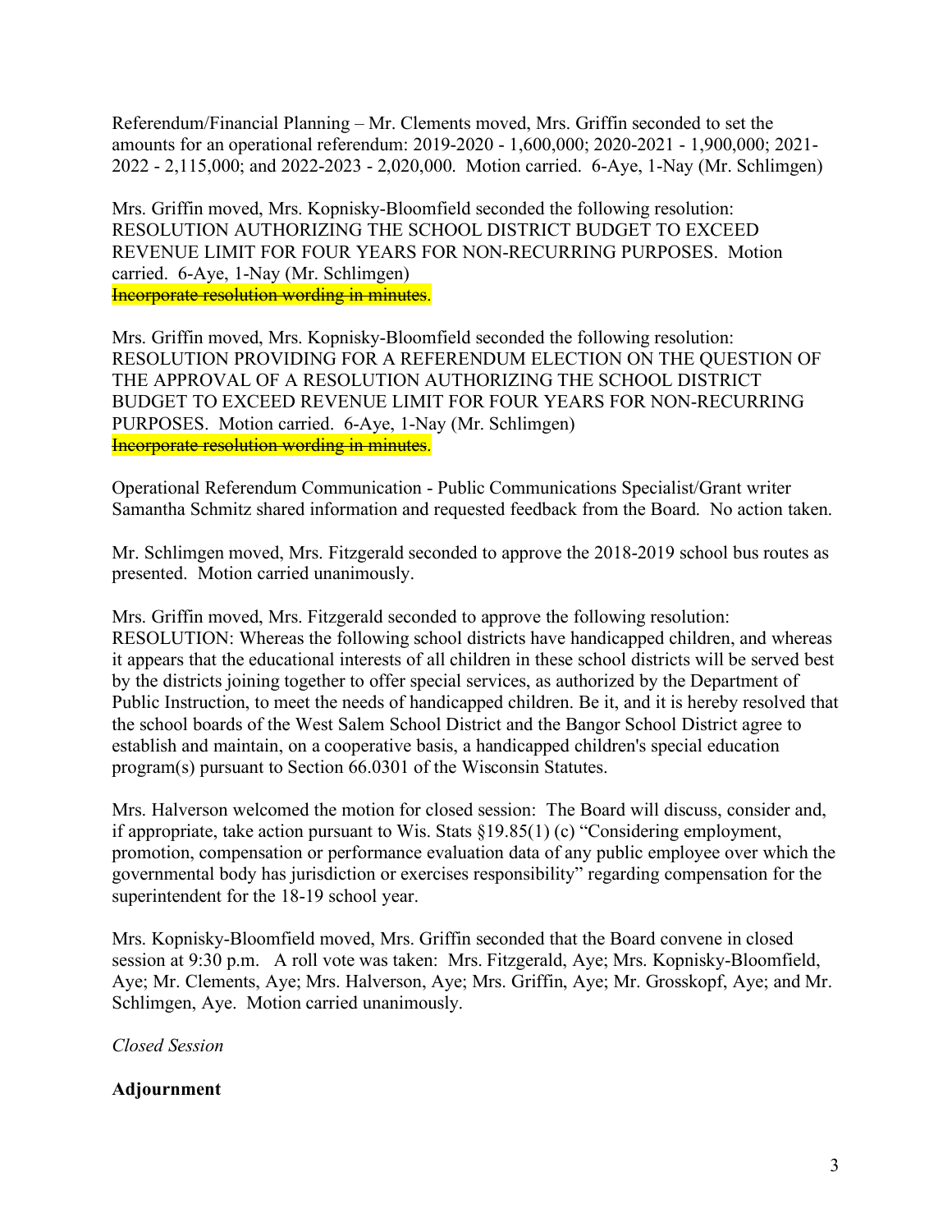Referendum/Financial Planning – Mr. Clements moved, Mrs. Griffin seconded to set the amounts for an operational referendum: 2019-2020 - 1,600,000; 2020-2021 - 1,900,000; 2021-2022 - 2,115,000; and 2022-2023 - 2,020,000. Motion carried. 6-Aye, 1-Nay (Mr. Schlimgen)

Mrs. Griffin moved, Mrs. Kopnisky-Bloomfield seconded the following resolution: RESOLUTION AUTHORIZING THE SCHOOL DISTRICT BUDGET TO EXCEED REVENUE LIMIT FOR FOUR YEARS FOR NON-RECURRING PURPOSES. Motion carried. 6-Aye, 1-Nay (Mr. Schlimgen)
~~Incorporate resolution wording in minutes~~.

Mrs. Griffin moved, Mrs. Kopnisky-Bloomfield seconded the following resolution: RESOLUTION PROVIDING FOR A REFERENDUM ELECTION ON THE QUESTION OF THE APPROVAL OF A RESOLUTION AUTHORIZING THE SCHOOL DISTRICT BUDGET TO EXCEED REVENUE LIMIT FOR FOUR YEARS FOR NON-RECURRING PURPOSES. Motion carried. 6-Aye, 1-Nay (Mr. Schlimgen)
~~Incorporate resolution wording in minutes~~.

Operational Referendum Communication - Public Communications Specialist/Grant writer Samantha Schmitz shared information and requested feedback from the Board. No action taken.

Mr. Schlimgen moved, Mrs. Fitzgerald seconded to approve the 2018-2019 school bus routes as presented. Motion carried unanimously.

Mrs. Griffin moved, Mrs. Fitzgerald seconded to approve the following resolution: RESOLUTION: Whereas the following school districts have handicapped children, and whereas it appears that the educational interests of all children in these school districts will be served best by the districts joining together to offer special services, as authorized by the Department of Public Instruction, to meet the needs of handicapped children. Be it, and it is hereby resolved that the school boards of the West Salem School District and the Bangor School District agree to establish and maintain, on a cooperative basis, a handicapped children's special education program(s) pursuant to Section 66.0301 of the Wisconsin Statutes.

Mrs. Halverson welcomed the motion for closed session: The Board will discuss, consider and, if appropriate, take action pursuant to Wis. Stats §19.85(1) (c) "Considering employment, promotion, compensation or performance evaluation data of any public employee over which the governmental body has jurisdiction or exercises responsibility" regarding compensation for the superintendent for the 18-19 school year.

Mrs. Kopnisky-Bloomfield moved, Mrs. Griffin seconded that the Board convene in closed session at 9:30 p.m. A roll vote was taken: Mrs. Fitzgerald, Aye; Mrs. Kopnisky-Bloomfield, Aye; Mr. Clements, Aye; Mrs. Halverson, Aye; Mrs. Griffin, Aye; Mr. Grosskopf, Aye; and Mr. Schlimgen, Aye. Motion carried unanimously.

*Closed Session*

**Adjournment**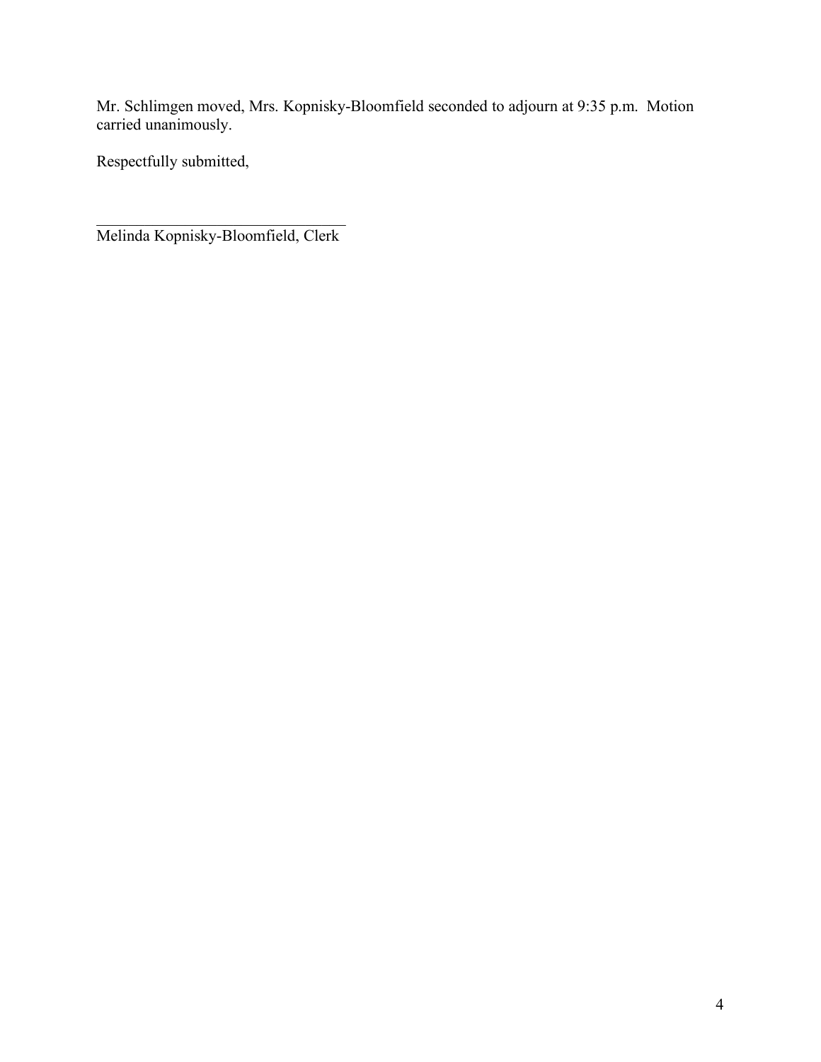Mr. Schlimgen moved, Mrs. Kopnisky-Bloomfield seconded to adjourn at 9:35 p.m. Motion carried unanimously.

Respectfully submitted,

\_\_\_\_\_\_\_\_\_\_\_\_\_\_\_\_\_\_\_\_\_\_\_\_\_\_\_\_\_\_\_\_

Melinda Kopnisky-Bloomfield, Clerk